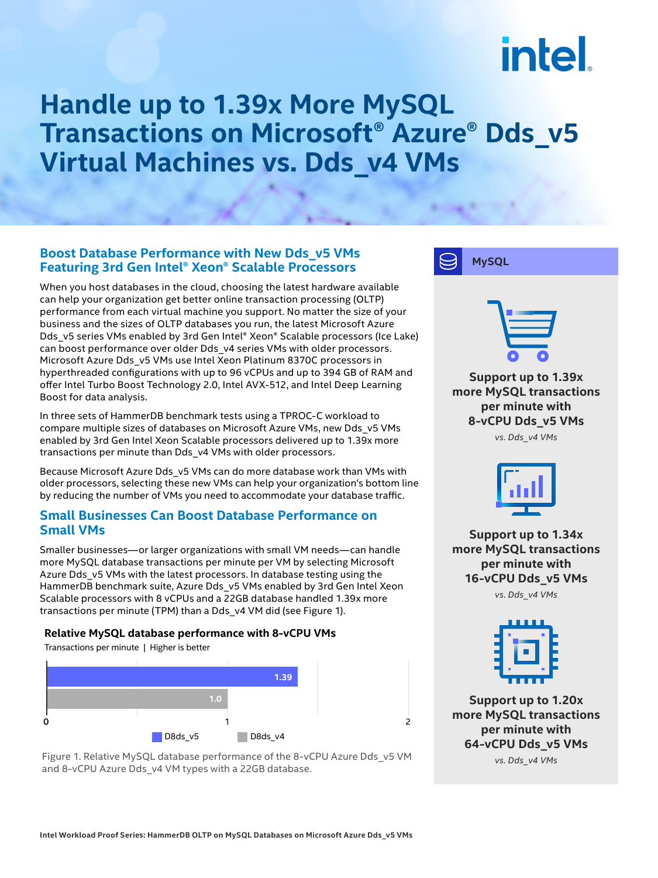# Handle up to 1.39x More MySQL Transactions on Microsoft® Azure® Dds_v5 Virtual Machines vs. Dds_v4 VMs

## Boost Database Performance with New Dds_v5 VMs Featuring 3rd Gen Intel® Xeon® Scalable Processors

When you host databases in the cloud, choosing the latest hardware available can help your organization get better online transaction processing (OLTP) performance from each virtual machine you support. No matter the size of your business and the sizes of OLTP databases you run, the latest Microsoft Azure Dds_v5 series VMs enabled by 3rd Gen Intel® Xeon® Scalable processors (Ice Lake) can boost performance over older Dds_v4 series VMs with older processors. Microsoft Azure Dds_v5 VMs use Intel Xeon Platinum 8370C processors in hyperthreaded configurations with up to 96 vCPUs and up to 394 GB of RAM and offer Intel Turbo Boost Technology 2.0, Intel AVX-512, and Intel Deep Learning Boost for data analysis.

In three sets of HammerDB benchmark tests using a TPROC-C workload to compare multiple sizes of databases on Microsoft Azure VMs, new Dds_v5 VMs enabled by 3rd Gen Intel Xeon Scalable processors delivered up to 1.39x more transactions per minute than Dds_v4 VMs with older processors.

Because Microsoft Azure Dds_v5 VMs can do more database work than VMs with older processors, selecting these new VMs can help your organization's bottom line by reducing the number of VMs you need to accommodate your database traffic.

## Small Businesses Can Boost Database Performance on Small VMs

Smaller businesses—or larger organizations with small VM needs—can handle more MySQL database transactions per minute per VM by selecting Microsoft Azure Dds_v5 VMs with the latest processors. In database testing using the HammerDB benchmark suite, Azure Dds_v5 VMs enabled by 3rd Gen Intel Xeon Scalable processors with 8 vCPUs and a 22GB database handled 1.39x more transactions per minute (TPM) than a Dds_v4 VM did (see Figure 1).

**Relative MySQL database performance with 8-vCPU VMs**

Transactions per minute | Higher is better

| VM | Relative performance |
|---|---|
| D8ds_v5 | 1.39 |
| D8ds_v4 | 1.0 |

Figure 1. Relative MySQL database performance of the 8-vCPU Azure Dds_v5 VM and 8-vCPU Azure Dds_v4 VM types with a 22GB database.

**MySQL**

**Support up to 1.39x more MySQL transactions per minute with 8-vCPU Dds_v5 VMs**
*vs. Dds_v4 VMs*

**Support up to 1.34x more MySQL transactions per minute with 16-vCPU Dds_v5 VMs**
*vs. Dds_v4 VMs*

**Support up to 1.20x more MySQL transactions per minute with 64-vCPU Dds_v5 VMs**
*vs. Dds_v4 VMs*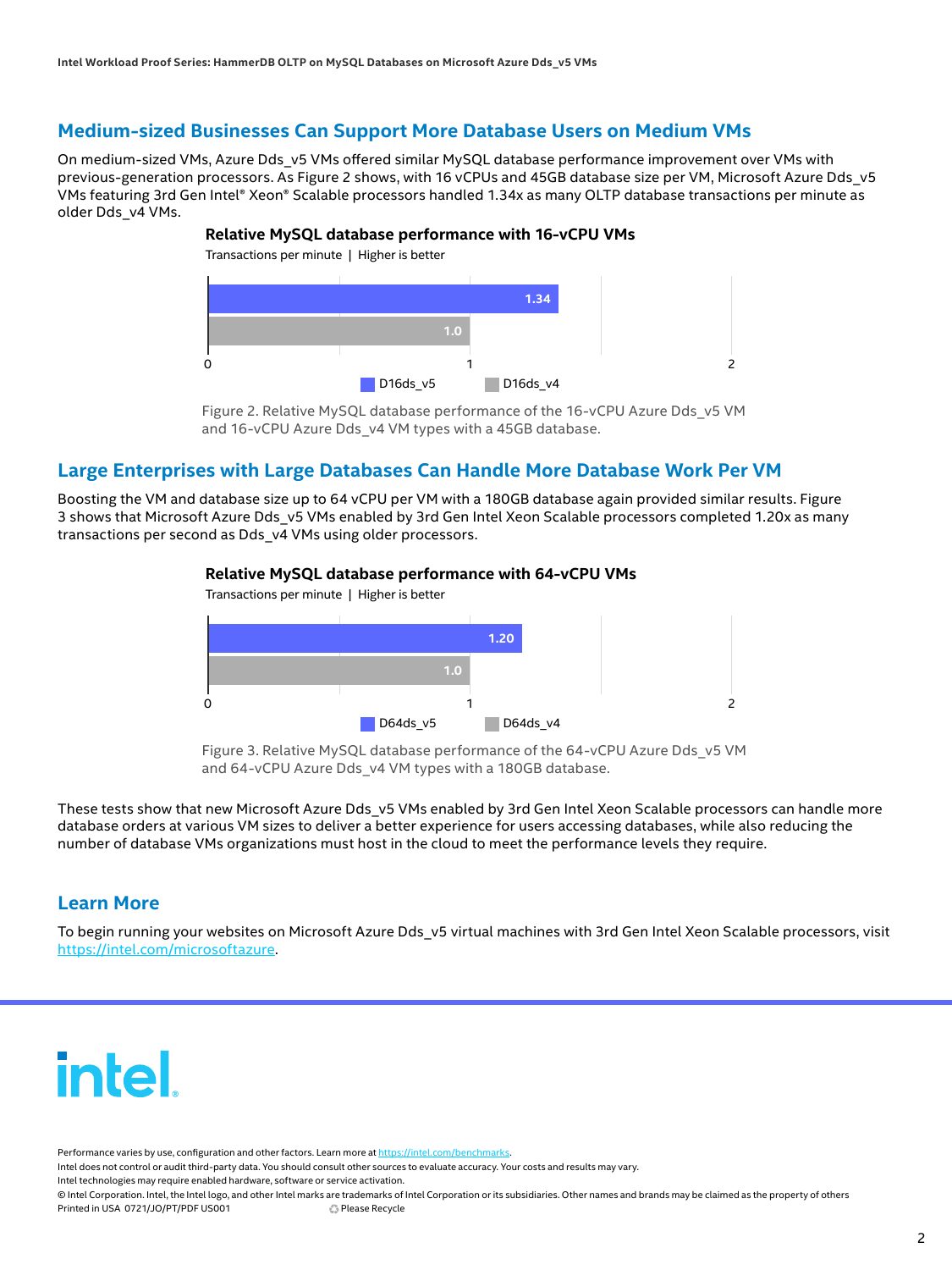## Medium-sized Businesses Can Support More Database Users on Medium VMs

On medium-sized VMs, Azure Dds_v5 VMs offered similar MySQL database performance improvement over VMs with previous-generation processors. As Figure 2 shows, with 16 vCPUs and 45GB database size per VM, Microsoft Azure Dds_v5 VMs featuring 3rd Gen Intel® Xeon® Scalable processors handled 1.34x as many OLTP database transactions per minute as older Dds_v4 VMs.

**Relative MySQL database performance with 16-vCPU VMs**

Transactions per minute | Higher is better

1.34

1.0

0

1

2

D16ds_v5

D16ds_v4

Figure 2. Relative MySQL database performance of the 16-vCPU Azure Dds_v5 VM and 16-vCPU Azure Dds_v4 VM types with a 45GB database.

## Large Enterprises with Large Databases Can Handle More Database Work Per VM

Boosting the VM and database size up to 64 vCPU per VM with a 180GB database again provided similar results. Figure 3 shows that Microsoft Azure Dds_v5 VMs enabled by 3rd Gen Intel Xeon Scalable processors completed 1.20x as many transactions per second as Dds_v4 VMs using older processors.

**Relative MySQL database performance with 64-vCPU VMs**

Transactions per minute | Higher is better

1.20

1.0

0

1

2

D64ds_v5

D64ds_v4

Figure 3. Relative MySQL database performance of the 64-vCPU Azure Dds_v5 VM and 64-vCPU Azure Dds_v4 VM types with a 180GB database.

These tests show that new Microsoft Azure Dds_v5 VMs enabled by 3rd Gen Intel Xeon Scalable processors can handle more database orders at various VM sizes to deliver a better experience for users accessing databases, while also reducing the number of database VMs organizations must host in the cloud to meet the performance levels they require.

## Learn More

To begin running your websites on Microsoft Azure Dds_v5 virtual machines with 3rd Gen Intel Xeon Scalable processors, visit https://intel.com/microsoftazure.

intel.

Performance varies by use, configuration and other factors. Learn more at https://intel.com/benchmarks.
Intel does not control or audit third-party data. You should consult other sources to evaluate accuracy. Your costs and results may vary.
Intel technologies may require enabled hardware, software or service activation.
© Intel Corporation. Intel, the Intel logo, and other Intel marks are trademarks of Intel Corporation or its subsidiaries. Other names and brands may be claimed as the property of others
Printed in USA 0721/JO/PT/PDF US001 Please Recycle